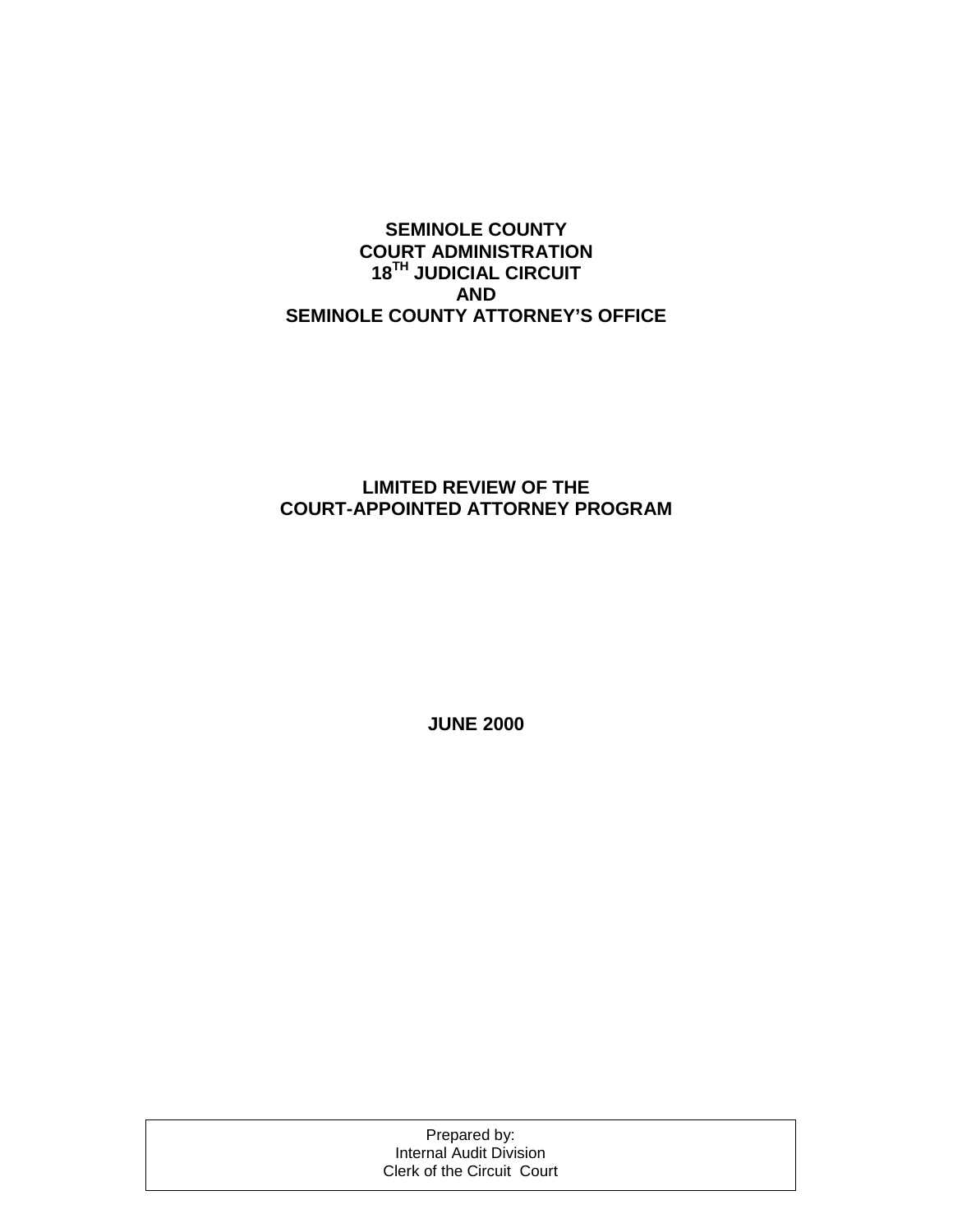# SEMINOLE COUNTY
# COURT ADMINISTRATION
# 18TH JUDICIAL CIRCUIT
# AND
# SEMINOLE COUNTY ATTORNEY'S OFFICE

## LIMITED REVIEW OF THE COURT-APPOINTED ATTORNEY PROGRAM

**JUNE 2000**

Prepared by:
Internal Audit Division
Clerk of the Circuit Court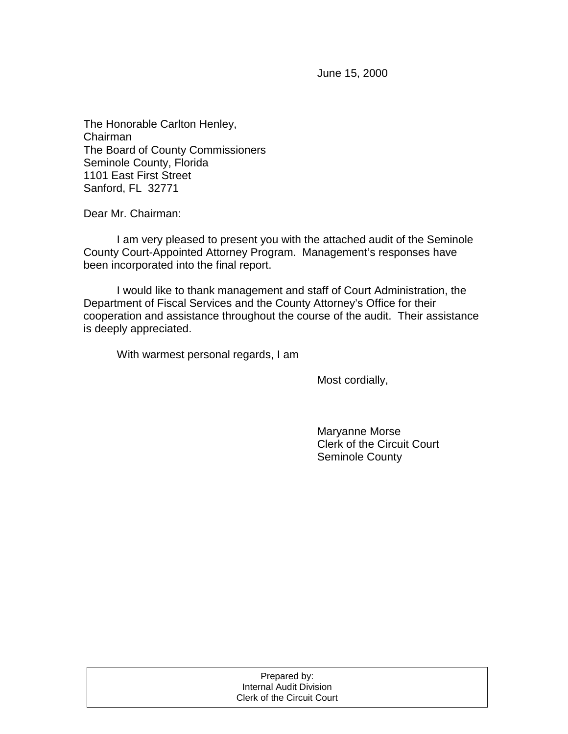June 15, 2000

The Honorable Carlton Henley,
Chairman
The Board of County Commissioners
Seminole County, Florida
1101 East First Street
Sanford, FL 32771

Dear Mr. Chairman:

I am very pleased to present you with the attached audit of the Seminole County Court-Appointed Attorney Program. Management's responses have been incorporated into the final report.

I would like to thank management and staff of Court Administration, the Department of Fiscal Services and the County Attorney's Office for their cooperation and assistance throughout the course of the audit. Their assistance is deeply appreciated.

With warmest personal regards, I am

Most cordially,

Maryanne Morse
Clerk of the Circuit Court
Seminole County

| Prepared by: Internal Audit Division Clerk of the Circuit Court |
|---|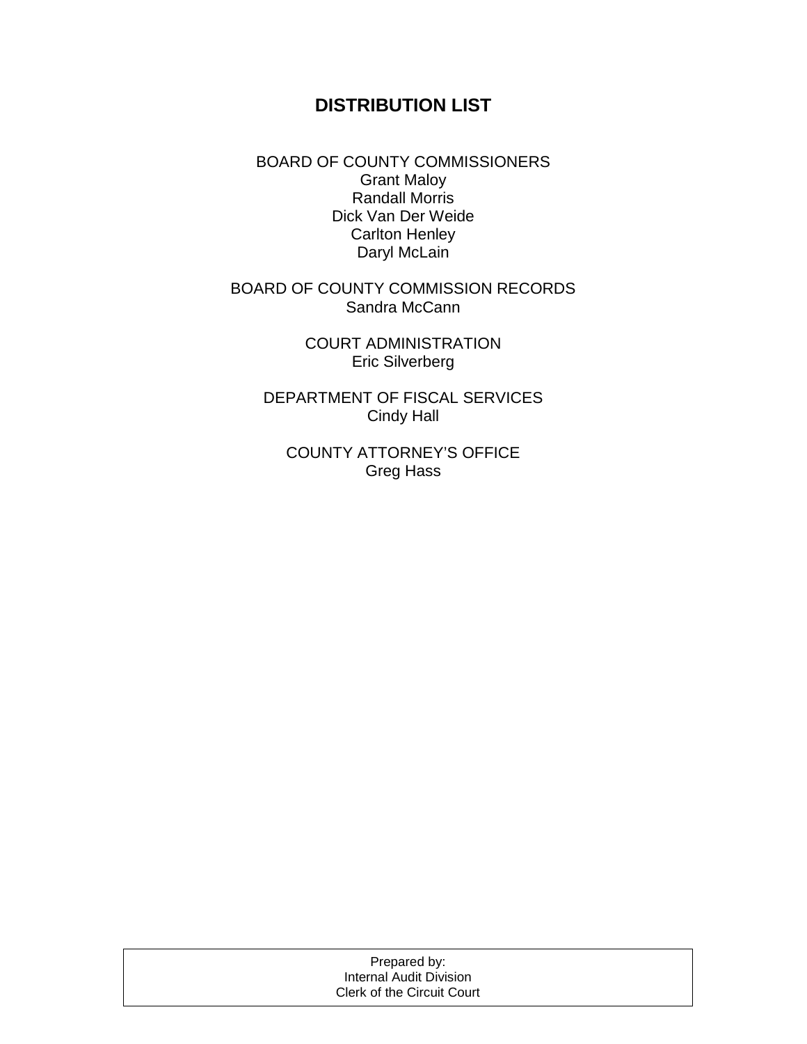## DISTRIBUTION LIST

BOARD OF COUNTY COMMISSIONERS
Grant Maloy
Randall Morris
Dick Van Der Weide
Carlton Henley
Daryl McLain

BOARD OF COUNTY COMMISSION RECORDS
Sandra McCann

COURT ADMINISTRATION
Eric Silverberg

DEPARTMENT OF FISCAL SERVICES
Cindy Hall

COUNTY ATTORNEY'S OFFICE
Greg Hass

Prepared by:
Internal Audit Division
Clerk of the Circuit Court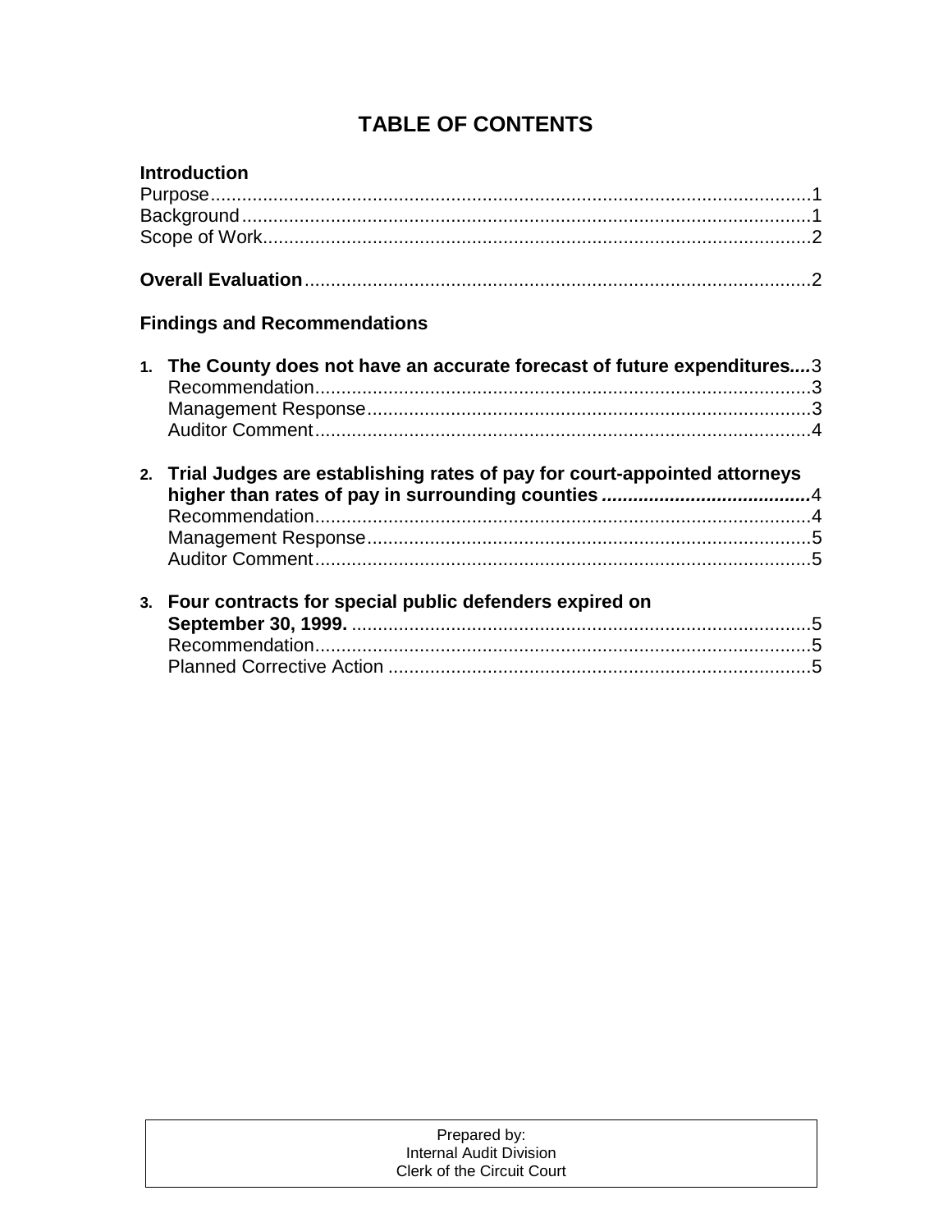# TABLE OF CONTENTS

**Introduction**

Purpose....................................................................................................................1
Background...............................................................................................................1
Scope of Work...........................................................................................................2

**Overall Evaluation**.................................................................................................2

**Findings and Recommendations**

1. **The County does not have an accurate forecast of future expenditures....**3
   Recommendation...............................................................................................3
   Management Response.....................................................................................3
   Auditor Comment...............................................................................................4

2. **Trial Judges are establishing rates of pay for court-appointed attorneys higher than rates of pay in surrounding counties........................................**4
   Recommendation...............................................................................................4
   Management Response.....................................................................................5
   Auditor Comment...............................................................................................5

3. **Four contracts for special public defenders expired on September 30, 1999.** ........................................................................................5
   Recommendation...............................................................................................5
   Planned Corrective Action .................................................................................5

Prepared by:
Internal Audit Division
Clerk of the Circuit Court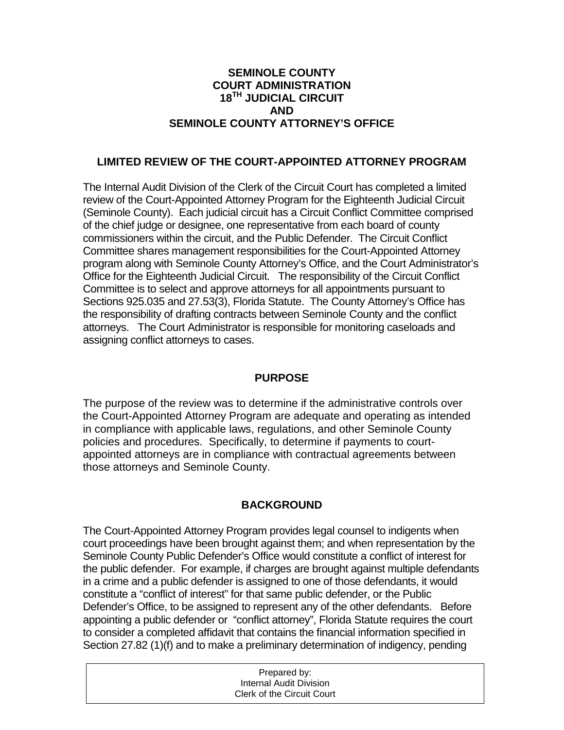**SEMINOLE COUNTY**
**COURT ADMINISTRATION**
**18TH JUDICIAL CIRCUIT**
**AND**
**SEMINOLE COUNTY ATTORNEY'S OFFICE**

## LIMITED REVIEW OF THE COURT-APPOINTED ATTORNEY PROGRAM

The Internal Audit Division of the Clerk of the Circuit Court has completed a limited review of the Court-Appointed Attorney Program for the Eighteenth Judicial Circuit (Seminole County). Each judicial circuit has a Circuit Conflict Committee comprised of the chief judge or designee, one representative from each board of county commissioners within the circuit, and the Public Defender. The Circuit Conflict Committee shares management responsibilities for the Court-Appointed Attorney program along with Seminole County Attorney's Office, and the Court Administrator's Office for the Eighteenth Judicial Circuit. The responsibility of the Circuit Conflict Committee is to select and approve attorneys for all appointments pursuant to Sections 925.035 and 27.53(3), Florida Statute. The County Attorney's Office has the responsibility of drafting contracts between Seminole County and the conflict attorneys. The Court Administrator is responsible for monitoring caseloads and assigning conflict attorneys to cases.

## PURPOSE

The purpose of the review was to determine if the administrative controls over the Court-Appointed Attorney Program are adequate and operating as intended in compliance with applicable laws, regulations, and other Seminole County policies and procedures. Specifically, to determine if payments to court-appointed attorneys are in compliance with contractual agreements between those attorneys and Seminole County.

## BACKGROUND

The Court-Appointed Attorney Program provides legal counsel to indigents when court proceedings have been brought against them; and when representation by the Seminole County Public Defender's Office would constitute a conflict of interest for the public defender. For example, if charges are brought against multiple defendants in a crime and a public defender is assigned to one of those defendants, it would constitute a "conflict of interest" for that same public defender, or the Public Defender's Office, to be assigned to represent any of the other defendants. Before appointing a public defender or "conflict attorney", Florida Statute requires the court to consider a completed affidavit that contains the financial information specified in Section 27.82 (1)(f) and to make a preliminary determination of indigency, pending

Prepared by:
Internal Audit Division
Clerk of the Circuit Court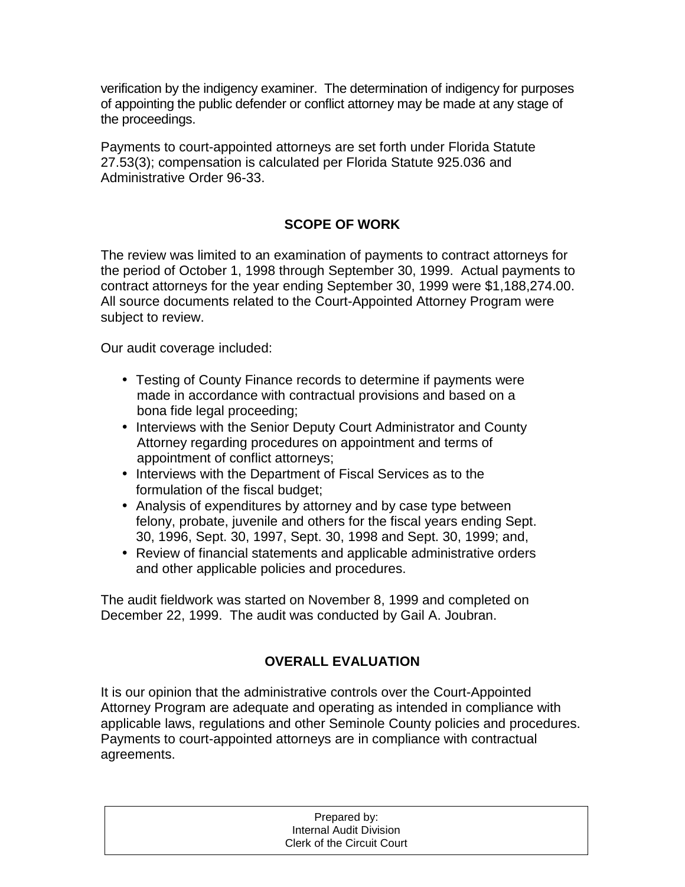verification by the indigency examiner. The determination of indigency for purposes of appointing the public defender or conflict attorney may be made at any stage of the proceedings.

Payments to court-appointed attorneys are set forth under Florida Statute 27.53(3); compensation is calculated per Florida Statute 925.036 and Administrative Order 96-33.

## SCOPE OF WORK

The review was limited to an examination of payments to contract attorneys for the period of October 1, 1998 through September 30, 1999. Actual payments to contract attorneys for the year ending September 30, 1999 were $1,188,274.00. All source documents related to the Court-Appointed Attorney Program were subject to review.

Our audit coverage included:

- Testing of County Finance records to determine if payments were made in accordance with contractual provisions and based on a bona fide legal proceeding;
- Interviews with the Senior Deputy Court Administrator and County Attorney regarding procedures on appointment and terms of appointment of conflict attorneys;
- Interviews with the Department of Fiscal Services as to the formulation of the fiscal budget;
- Analysis of expenditures by attorney and by case type between felony, probate, juvenile and others for the fiscal years ending Sept. 30, 1996, Sept. 30, 1997, Sept. 30, 1998 and Sept. 30, 1999; and,
- Review of financial statements and applicable administrative orders and other applicable policies and procedures.

The audit fieldwork was started on November 8, 1999 and completed on December 22, 1999. The audit was conducted by Gail A. Joubran.

## OVERALL EVALUATION

It is our opinion that the administrative controls over the Court-Appointed Attorney Program are adequate and operating as intended in compliance with applicable laws, regulations and other Seminole County policies and procedures. Payments to court-appointed attorneys are in compliance with contractual agreements.

Prepared by:
Internal Audit Division
Clerk of the Circuit Court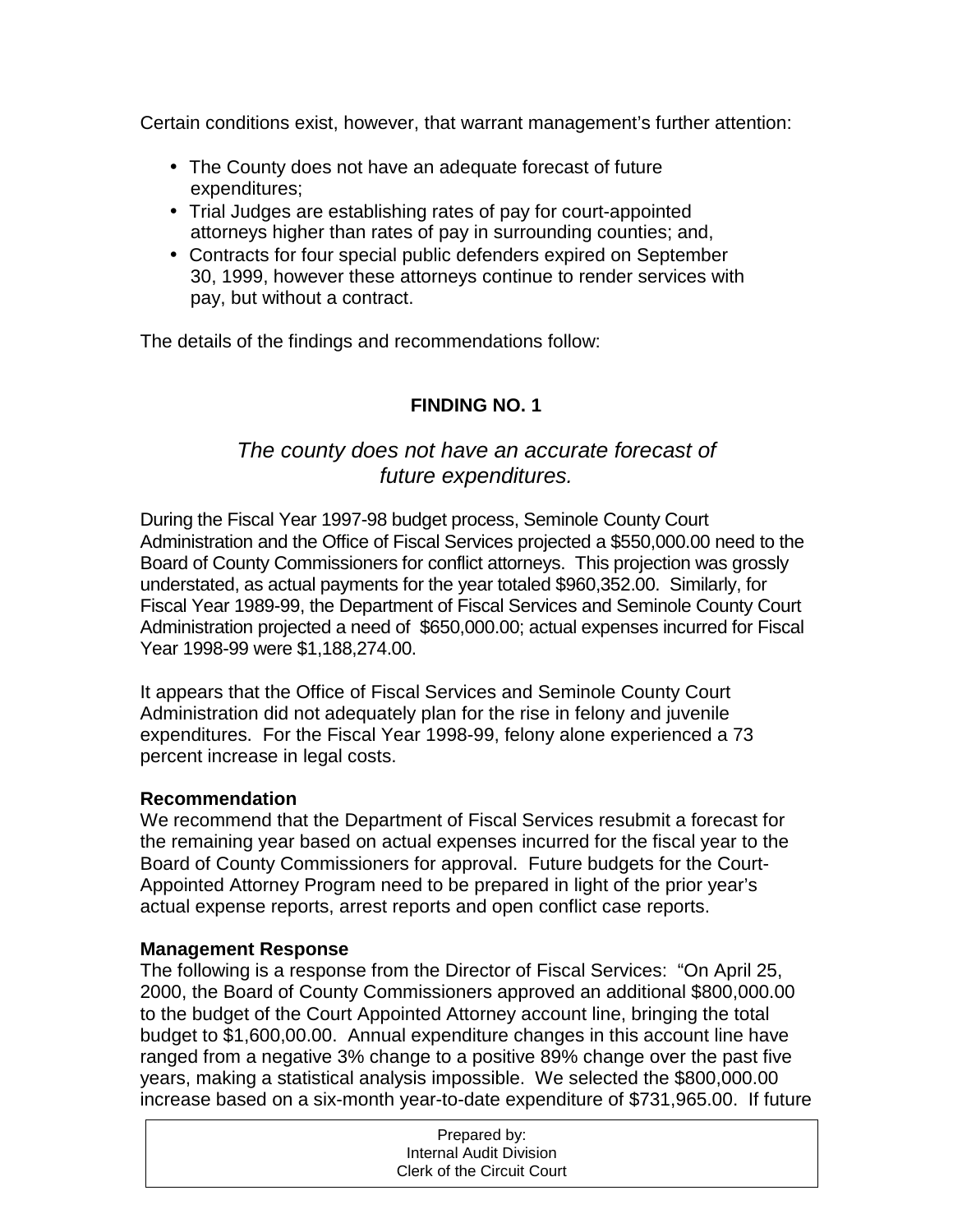Certain conditions exist, however, that warrant management's further attention:

- The County does not have an adequate forecast of future expenditures;
- Trial Judges are establishing rates of pay for court-appointed attorneys higher than rates of pay in surrounding counties; and,
- Contracts for four special public defenders expired on September 30, 1999, however these attorneys continue to render services with pay, but without a contract.

The details of the findings and recommendations follow:

## FINDING NO. 1

*The county does not have an accurate forecast of future expenditures.*

During the Fiscal Year 1997-98 budget process, Seminole County Court Administration and the Office of Fiscal Services projected a $550,000.00 need to the Board of County Commissioners for conflict attorneys. This projection was grossly understated, as actual payments for the year totaled $960,352.00. Similarly, for Fiscal Year 1989-99, the Department of Fiscal Services and Seminole County Court Administration projected a need of $650,000.00; actual expenses incurred for Fiscal Year 1998-99 were $1,188,274.00.

It appears that the Office of Fiscal Services and Seminole County Court Administration did not adequately plan for the rise in felony and juvenile expenditures. For the Fiscal Year 1998-99, felony alone experienced a 73 percent increase in legal costs.

**Recommendation**
We recommend that the Department of Fiscal Services resubmit a forecast for the remaining year based on actual expenses incurred for the fiscal year to the Board of County Commissioners for approval. Future budgets for the Court-Appointed Attorney Program need to be prepared in light of the prior year's actual expense reports, arrest reports and open conflict case reports.

**Management Response**
The following is a response from the Director of Fiscal Services: "On April 25, 2000, the Board of County Commissioners approved an additional $800,000.00 to the budget of the Court Appointed Attorney account line, bringing the total budget to $1,600,00.00. Annual expenditure changes in this account line have ranged from a negative 3% change to a positive 89% change over the past five years, making a statistical analysis impossible. We selected the $800,000.00 increase based on a six-month year-to-date expenditure of $731,965.00. If future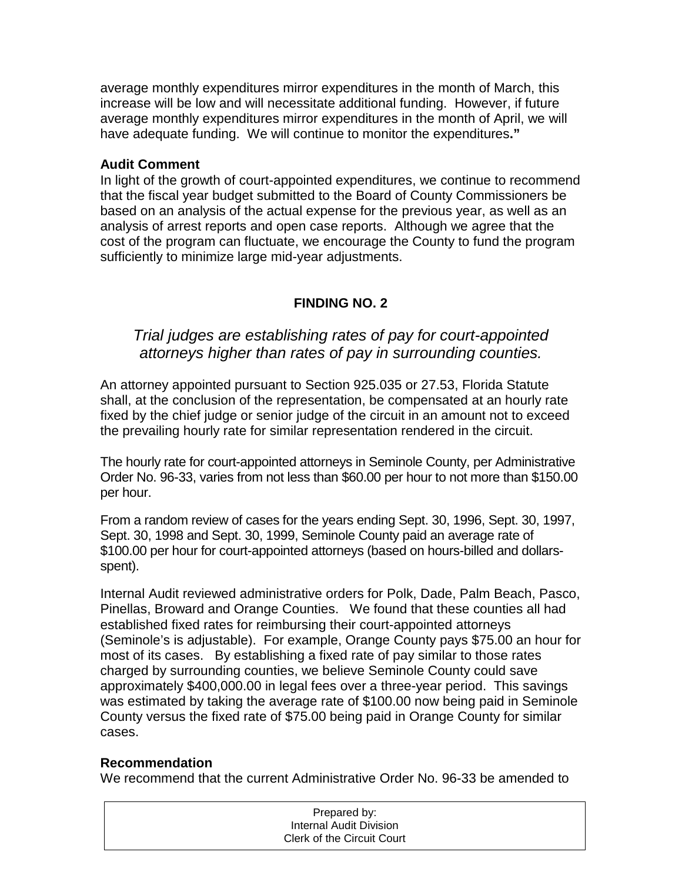average monthly expenditures mirror expenditures in the month of March, this increase will be low and will necessitate additional funding. However, if future average monthly expenditures mirror expenditures in the month of April, we will have adequate funding. We will continue to monitor the expenditures."

**Audit Comment**
In light of the growth of court-appointed expenditures, we continue to recommend that the fiscal year budget submitted to the Board of County Commissioners be based on an analysis of the actual expense for the previous year, as well as an analysis of arrest reports and open case reports. Although we agree that the cost of the program can fluctuate, we encourage the County to fund the program sufficiently to minimize large mid-year adjustments.

## FINDING NO. 2

*Trial judges are establishing rates of pay for court-appointed attorneys higher than rates of pay in surrounding counties.*

An attorney appointed pursuant to Section 925.035 or 27.53, Florida Statute shall, at the conclusion of the representation, be compensated at an hourly rate fixed by the chief judge or senior judge of the circuit in an amount not to exceed the prevailing hourly rate for similar representation rendered in the circuit.

The hourly rate for court-appointed attorneys in Seminole County, per Administrative Order No. 96-33, varies from not less than $60.00 per hour to not more than $150.00 per hour.

From a random review of cases for the years ending Sept. 30, 1996, Sept. 30, 1997, Sept. 30, 1998 and Sept. 30, 1999, Seminole County paid an average rate of $100.00 per hour for court-appointed attorneys (based on hours-billed and dollars-spent).

Internal Audit reviewed administrative orders for Polk, Dade, Palm Beach, Pasco, Pinellas, Broward and Orange Counties. We found that these counties all had established fixed rates for reimbursing their court-appointed attorneys (Seminole's is adjustable). For example, Orange County pays $75.00 an hour for most of its cases. By establishing a fixed rate of pay similar to those rates charged by surrounding counties, we believe Seminole County could save approximately $400,000.00 in legal fees over a three-year period. This savings was estimated by taking the average rate of $100.00 now being paid in Seminole County versus the fixed rate of $75.00 being paid in Orange County for similar cases.

**Recommendation**
We recommend that the current Administrative Order No. 96-33 be amended to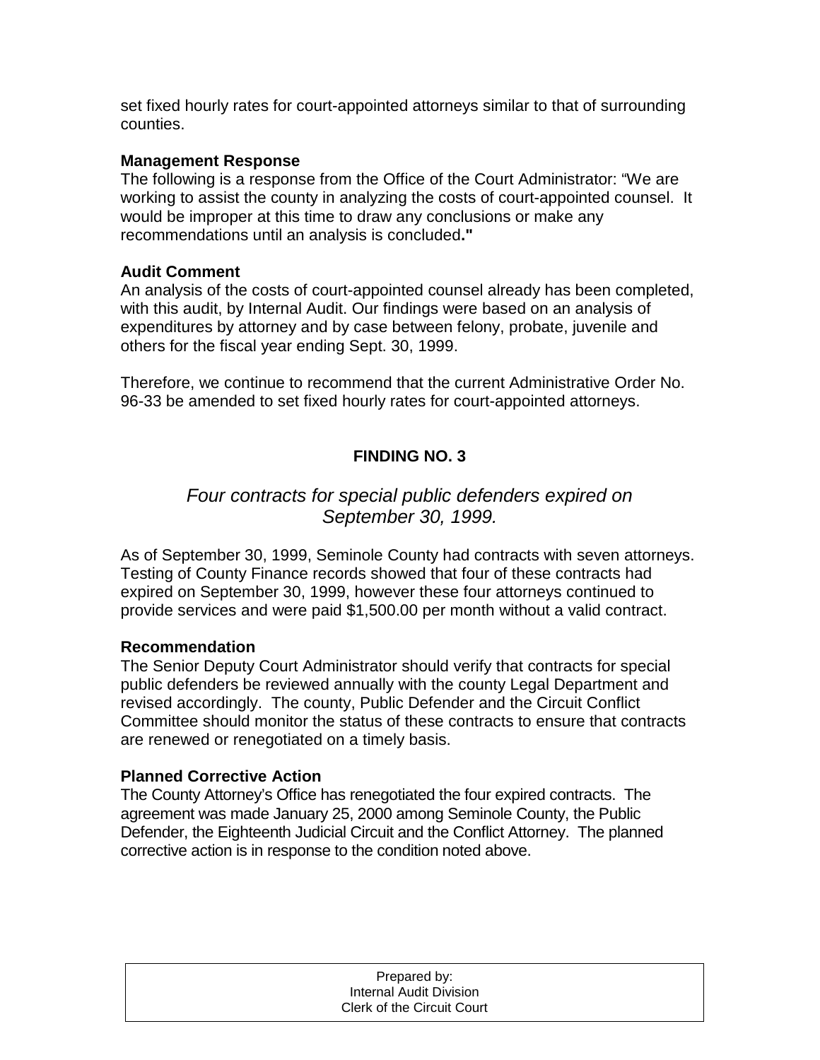set fixed hourly rates for court-appointed attorneys similar to that of surrounding counties.

**Management Response**
The following is a response from the Office of the Court Administrator: "We are working to assist the county in analyzing the costs of court-appointed counsel. It would be improper at this time to draw any conclusions or make any recommendations until an analysis is concluded."

**Audit Comment**
An analysis of the costs of court-appointed counsel already has been completed, with this audit, by Internal Audit. Our findings were based on an analysis of expenditures by attorney and by case between felony, probate, juvenile and others for the fiscal year ending Sept. 30, 1999.

Therefore, we continue to recommend that the current Administrative Order No. 96-33 be amended to set fixed hourly rates for court-appointed attorneys.

## FINDING NO. 3

*Four contracts for special public defenders expired on September 30, 1999.*

As of September 30, 1999, Seminole County had contracts with seven attorneys. Testing of County Finance records showed that four of these contracts had expired on September 30, 1999, however these four attorneys continued to provide services and were paid $1,500.00 per month without a valid contract.

**Recommendation**
The Senior Deputy Court Administrator should verify that contracts for special public defenders be reviewed annually with the county Legal Department and revised accordingly. The county, Public Defender and the Circuit Conflict Committee should monitor the status of these contracts to ensure that contracts are renewed or renegotiated on a timely basis.

**Planned Corrective Action**
The County Attorney's Office has renegotiated the four expired contracts. The agreement was made January 25, 2000 among Seminole County, the Public Defender, the Eighteenth Judicial Circuit and the Conflict Attorney. The planned corrective action is in response to the condition noted above.

Prepared by:
Internal Audit Division
Clerk of the Circuit Court